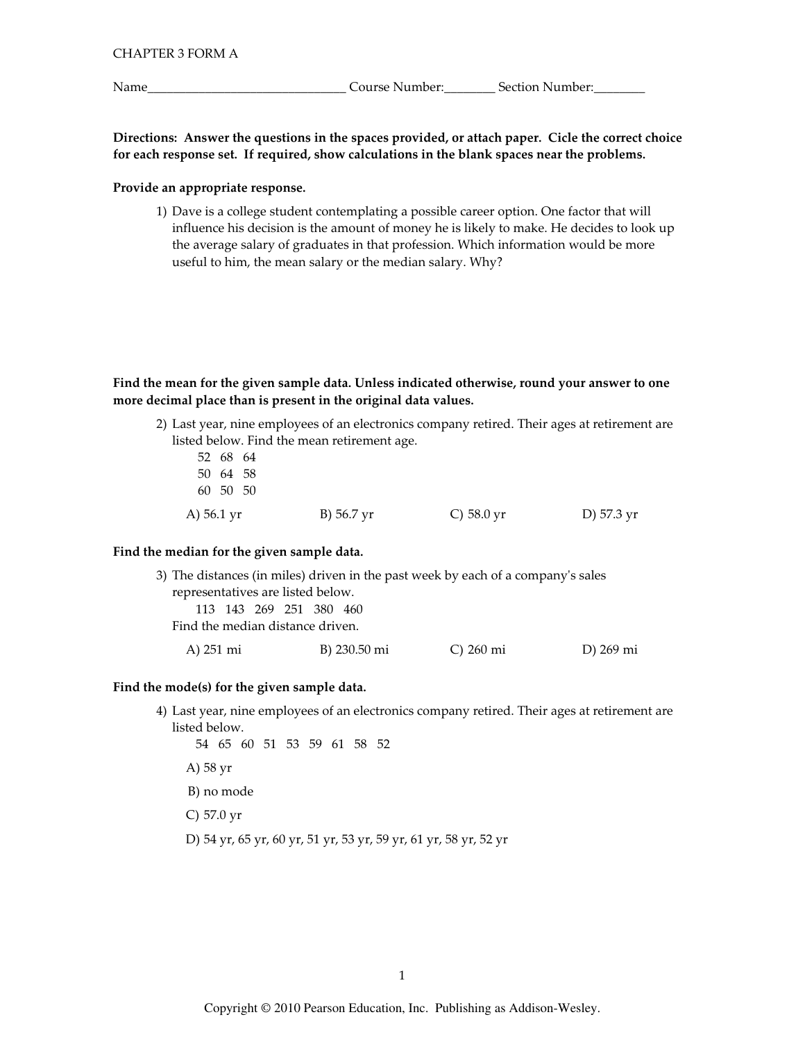CHAPTER 3 FORM A

Name_______________________________ Course Number:________ Section Number:________

**Directions: Answer the questions in the spaces provided, or attach paper. Cicle the correct choice for each response set. If required, show calculations in the blank spaces near the problems.**

**Provide an appropriate response.**

1) Dave is a college student contemplating a possible career option. One factor that will influence his decision is the amount of money he is likely to make. He decides to look up the average salary of graduates in that profession. Which information would be more useful to him, the mean salary or the median salary. Why?

**Find the mean for the given sample data. Unless indicated otherwise, round your answer to one more decimal place than is present in the original data values.**

2) Last year, nine employees of an electronics company retired. Their ages at retirement are listed below. Find the mean retirement age.

52 68 64
50 64 58
60 50 50

A) 56.1 yr B) 56.7 yr C) 58.0 yr D) 57.3 yr

**Find the median for the given sample data.**

3) The distances (in miles) driven in the past week by each of a company's sales representatives are listed below.

113 143 269 251 380 460

Find the median distance driven.

A) 251 mi B) 230.50 mi C) 260 mi D) 269 mi

**Find the mode(s) for the given sample data.**

4) Last year, nine employees of an electronics company retired. Their ages at retirement are listed below.

54 65 60 51 53 59 61 58 52

A) 58 yr

B) no mode

C) 57.0 yr

D) 54 yr, 65 yr, 60 yr, 51 yr, 53 yr, 59 yr, 61 yr, 58 yr, 52 yr

Copyright © 2010 Pearson Education, Inc. Publishing as Addison-Wesley.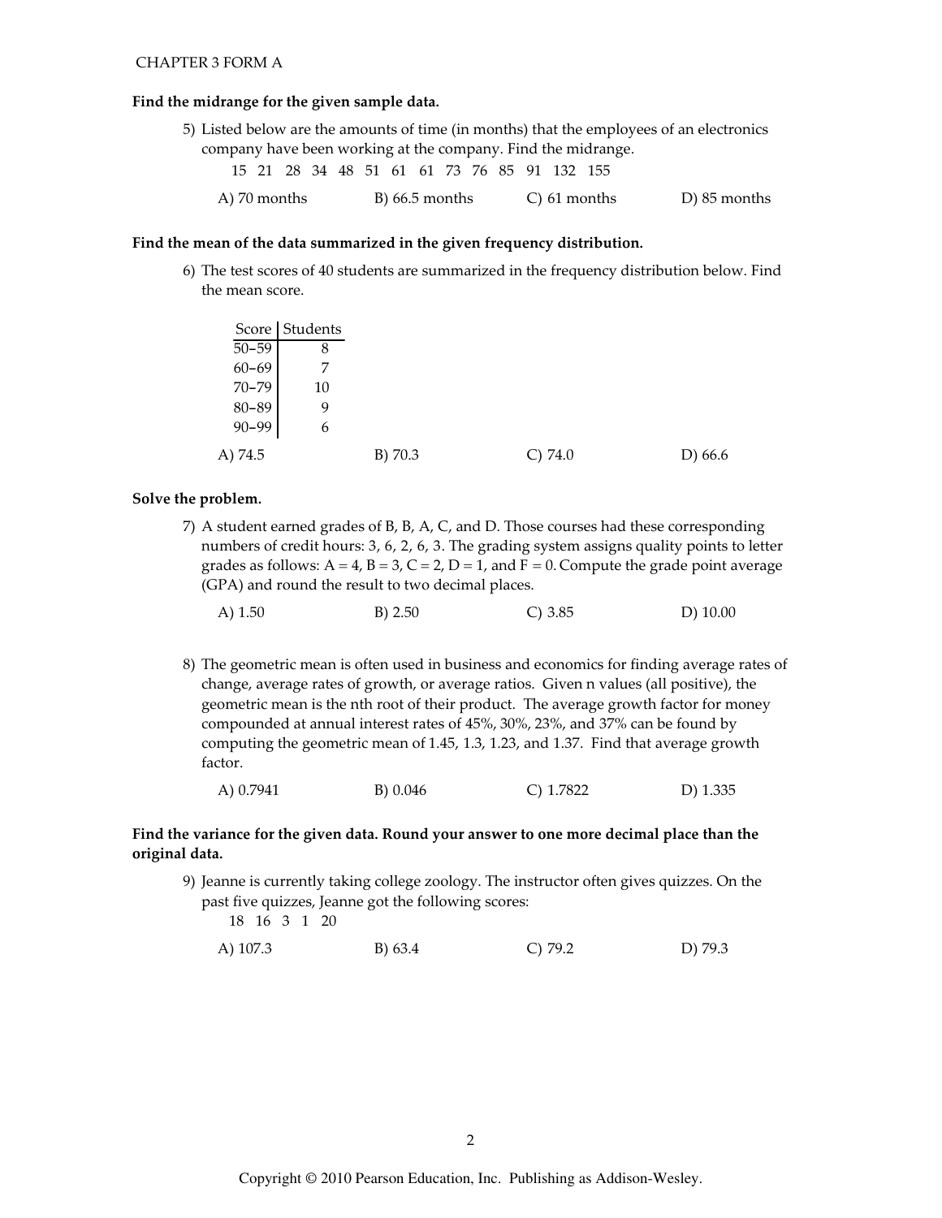Find the midrange for the given sample data.

5) Listed below are the amounts of time (in months) that the employees of an electronics company have been working at the company. Find the midrange.

15 21 28 34 48 51 61 61 73 76 85 91 132 155

A) 70 months B) 66.5 months C) 61 months D) 85 months

**Find the mean of the data summarized in the given frequency distribution.**

6) The test scores of 40 students are summarized in the frequency distribution below. Find the mean score.

| Score | Students |
| --- | --- |
| 50-59 | 8 |
| 60-69 | 7 |
| 70-79 | 10 |
| 80-89 | 9 |
| 90-99 | 6 |

A) 74.5 B) 70.3 C) 74.0 D) 66.6

**Solve the problem.**

7) A student earned grades of B, B, A, C, and D. Those courses had these corresponding numbers of credit hours: 3, 6, 2, 6, 3. The grading system assigns quality points to letter grades as follows: A = 4, B = 3, C = 2, D = 1, and F = 0. Compute the grade point average (GPA) and round the result to two decimal places.

A) 1.50 B) 2.50 C) 3.85 D) 10.00

8) The geometric mean is often used in business and economics for finding average rates of change, average rates of growth, or average ratios. Given n values (all positive), the geometric mean is the nth root of their product. The average growth factor for money compounded at annual interest rates of 45%, 30%, 23%, and 37% can be found by computing the geometric mean of 1.45, 1.3, 1.23, and 1.37. Find that average growth factor.

A) 0.7941 B) 0.046 C) 1.7822 D) 1.335

**Find the variance for the given data. Round your answer to one more decimal place than the original data.**

9) Jeanne is currently taking college zoology. The instructor often gives quizzes. On the past five quizzes, Jeanne got the following scores:

18 16 3 1 20

A) 107.3 B) 63.4 C) 79.2 D) 79.3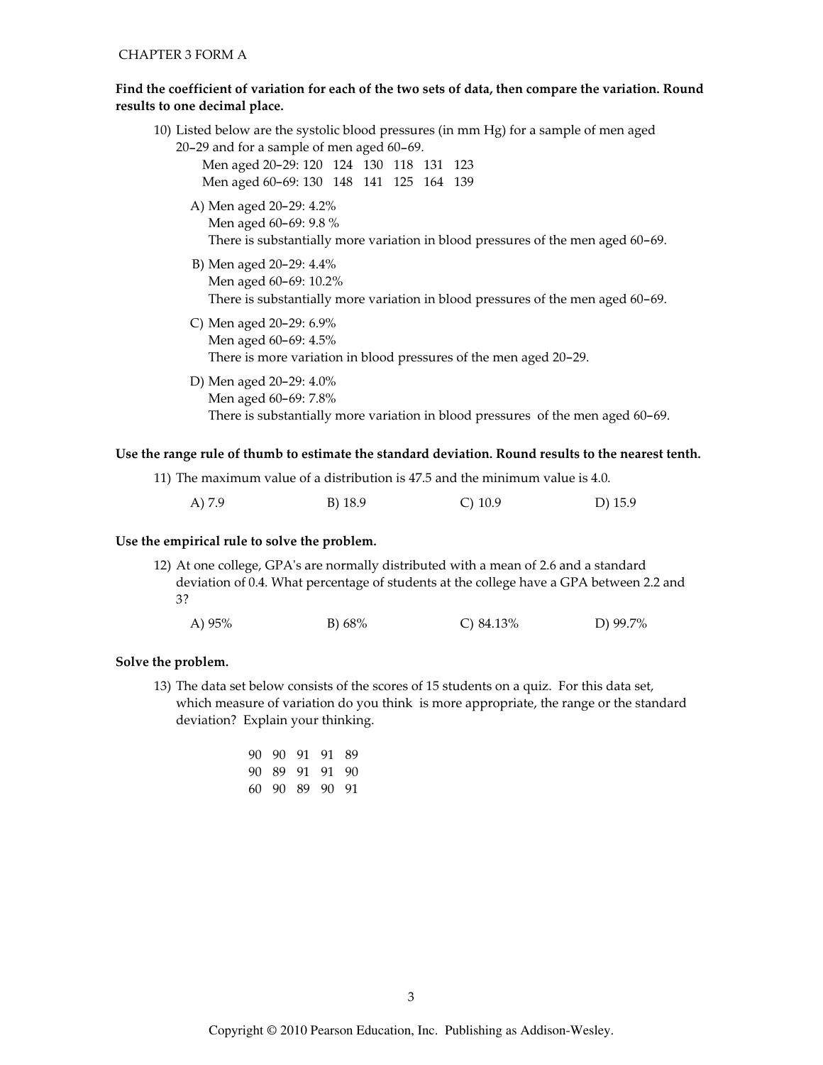**Find the coefficient of variation for each of the two sets of data, then compare the variation. Round results to one decimal place.**

10) Listed below are the systolic blood pressures (in mm Hg) for a sample of men aged 20–29 and for a sample of men aged 60–69.

Men aged 20–29: 120 124 130 118 131 123
Men aged 60–69: 130 148 141 125 164 139

A) Men aged 20–29: 4.2%
Men aged 60–69: 9.8 %
There is substantially more variation in blood pressures of the men aged 60–69.

B) Men aged 20–29: 4.4%
Men aged 60–69: 10.2%
There is substantially more variation in blood pressures of the men aged 60–69.

C) Men aged 20–29: 6.9%
Men aged 60–69: 4.5%
There is more variation in blood pressures of the men aged 20–29.

D) Men aged 20–29: 4.0%
Men aged 60–69: 7.8%
There is substantially more variation in blood pressures of the men aged 60–69.

**Use the range rule of thumb to estimate the standard deviation. Round results to the nearest tenth.**

11) The maximum value of a distribution is 47.5 and the minimum value is 4.0.

A) 7.9 B) 18.9 C) 10.9 D) 15.9

**Use the empirical rule to solve the problem.**

12) At one college, GPA's are normally distributed with a mean of 2.6 and a standard deviation of 0.4. What percentage of students at the college have a GPA between 2.2 and 3?

A) 95% B) 68% C) 84.13% D) 99.7%

**Solve the problem.**

13) The data set below consists of the scores of 15 students on a quiz. For this data set, which measure of variation do you think is more appropriate, the range or the standard deviation? Explain your thinking.

90 90 91 91 89
90 89 91 91 90
60 90 89 90 91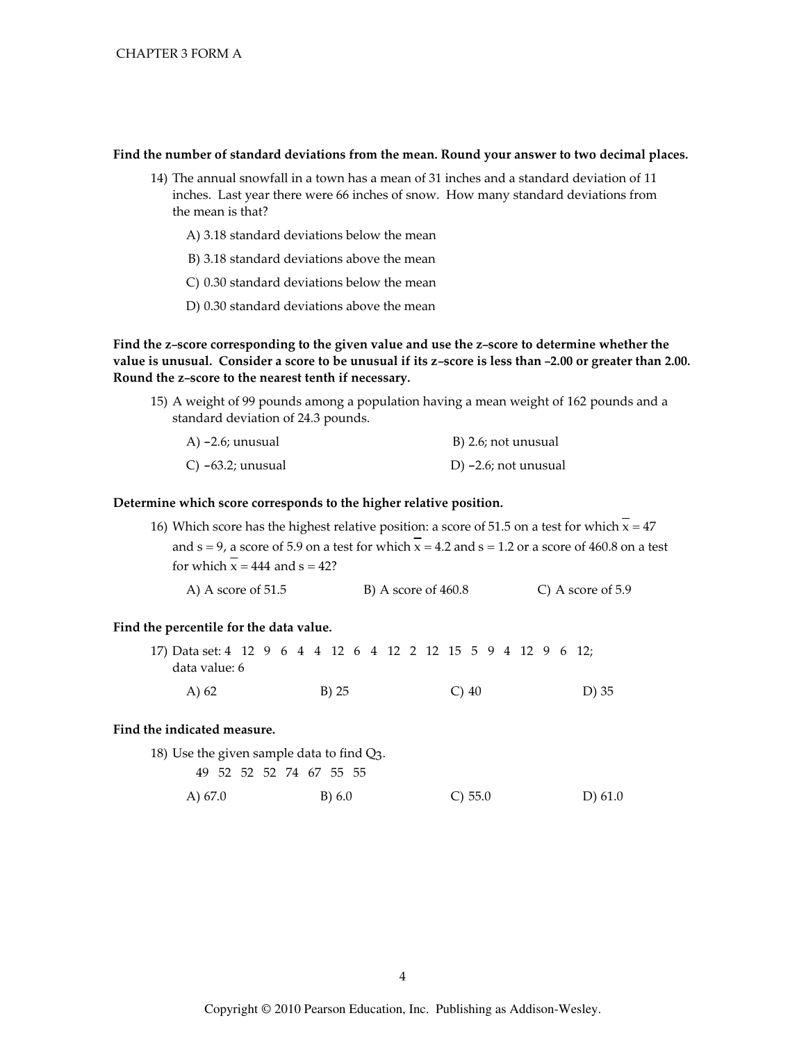**Find the number of standard deviations from the mean. Round your answer to two decimal places.**

14) The annual snowfall in a town has a mean of 31 inches and a standard deviation of 11 inches. Last year there were 66 inches of snow. How many standard deviations from the mean is that?

A) 3.18 standard deviations below the mean

B) 3.18 standard deviations above the mean

C) 0.30 standard deviations below the mean

D) 0.30 standard deviations above the mean

**Find the z–score corresponding to the given value and use the z–score to determine whether the value is unusual. Consider a score to be unusual if its z–score is less than –2.00 or greater than 2.00. Round the z–score to the nearest tenth if necessary.**

15) A weight of 99 pounds among a population having a mean weight of 162 pounds and a standard deviation of 24.3 pounds.

A) −2.6; unusual

B) 2.6; not unusual

C) −63.2; unusual

D) −2.6; not unusual

**Determine which score corresponds to the higher relative position.**

16) Which score has the highest relative position: a score of 51.5 on a test for which $\bar{x} = 47$ and $s = 9$, a score of 5.9 on a test for which $\bar{x} = 4.2$ and $s = 1.2$ or a score of 460.8 on a test for which $\bar{x} = 444$ and $s = 42$?

A) A score of 51.5

B) A score of 460.8

C) A score of 5.9

**Find the percentile for the data value.**

17) Data set: 4 12 9 6 4 4 12 6 4 12 2 12 15 5 9 4 12 9 6 12;
data value: 6

A) 62

B) 25

C) 40

D) 35

**Find the indicated measure.**

18) Use the given sample data to find $Q_3$.

49 52 52 52 74 67 55 55

A) 67.0

B) 6.0

C) 55.0

D) 61.0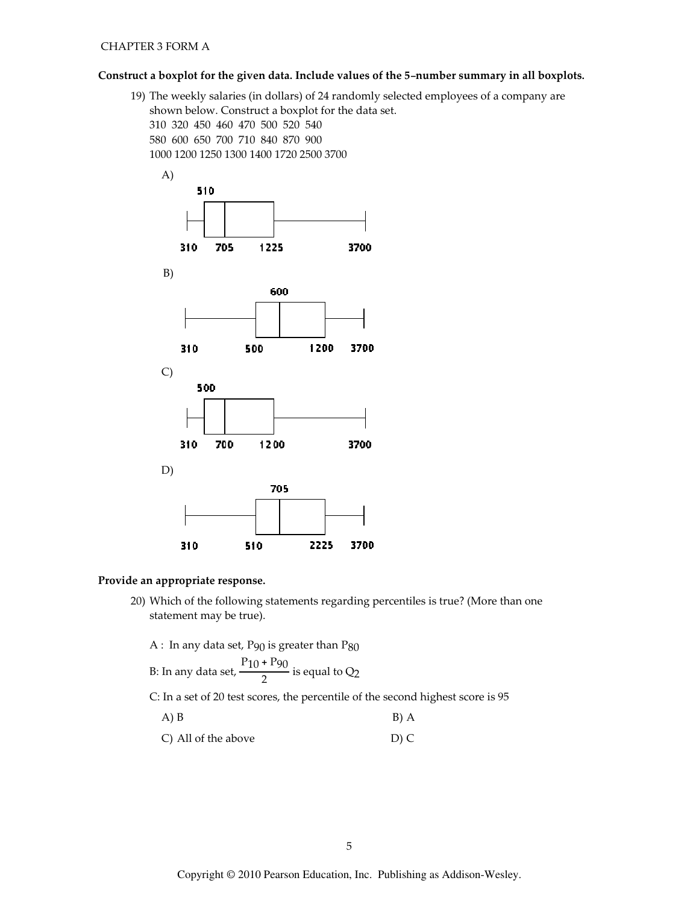**Construct a boxplot for the given data. Include values of the 5–number summary in all boxplots.**

19) The weekly salaries (in dollars) of 24 randomly selected employees of a company are shown below. Construct a boxplot for the data set.

310 320 450 460 470 500 520 540
580 600 650 700 710 840 870 900
1000 1200 1250 1300 1400 1720 2500 3700

A)

510

310 705 1225 3700

B)

600

310 500 1200 3700

C)

500

310 700 1200 3700

D)

705

310 510 2225 3700

**Provide an appropriate response.**

20) Which of the following statements regarding percentiles is true? (More than one statement may be true).

A : In any data set, $P_{90}$ is greater than $P_{80}$

B: In any data set, $\frac{P_{10} + P_{90}}{2}$ is equal to $Q_2$

C: In a set of 20 test scores, the percentile of the second highest score is 95

A) B | B) A

C) All of the above | D) C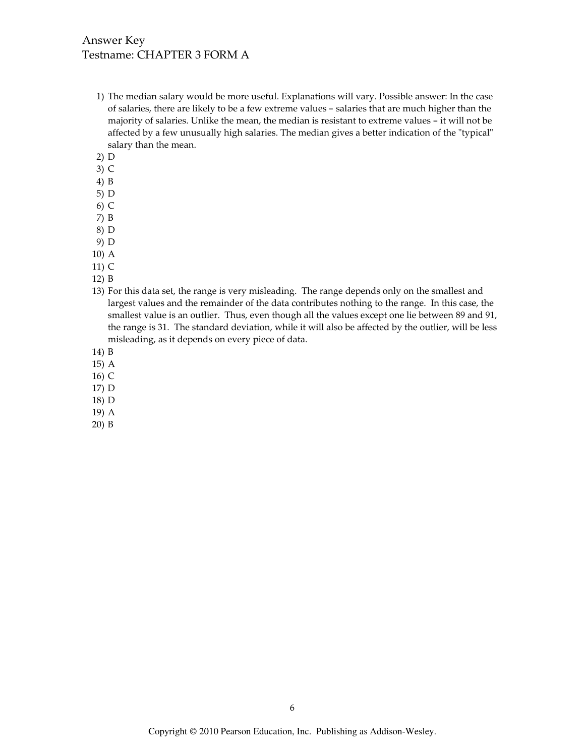Answer Key
Testname: CHAPTER 3 FORM A

1) The median salary would be more useful. Explanations will vary. Possible answer: In the case of salaries, there are likely to be a few extreme values – salaries that are much higher than the majority of salaries. Unlike the mean, the median is resistant to extreme values – it will not be affected by a few unusually high salaries. The median gives a better indication of the "typical" salary than the mean.
2) D
3) C
4) B
5) D
6) C
7) B
8) D
9) D
10) A
11) C
12) B
13) For this data set, the range is very misleading. The range depends only on the smallest and largest values and the remainder of the data contributes nothing to the range. In this case, the smallest value is an outlier. Thus, even though all the values except one lie between 89 and 91, the range is 31. The standard deviation, while it will also be affected by the outlier, will be less misleading, as it depends on every piece of data.
14) B
15) A
16) C
17) D
18) D
19) A
20) B

Copyright © 2010 Pearson Education, Inc. Publishing as Addison-Wesley.